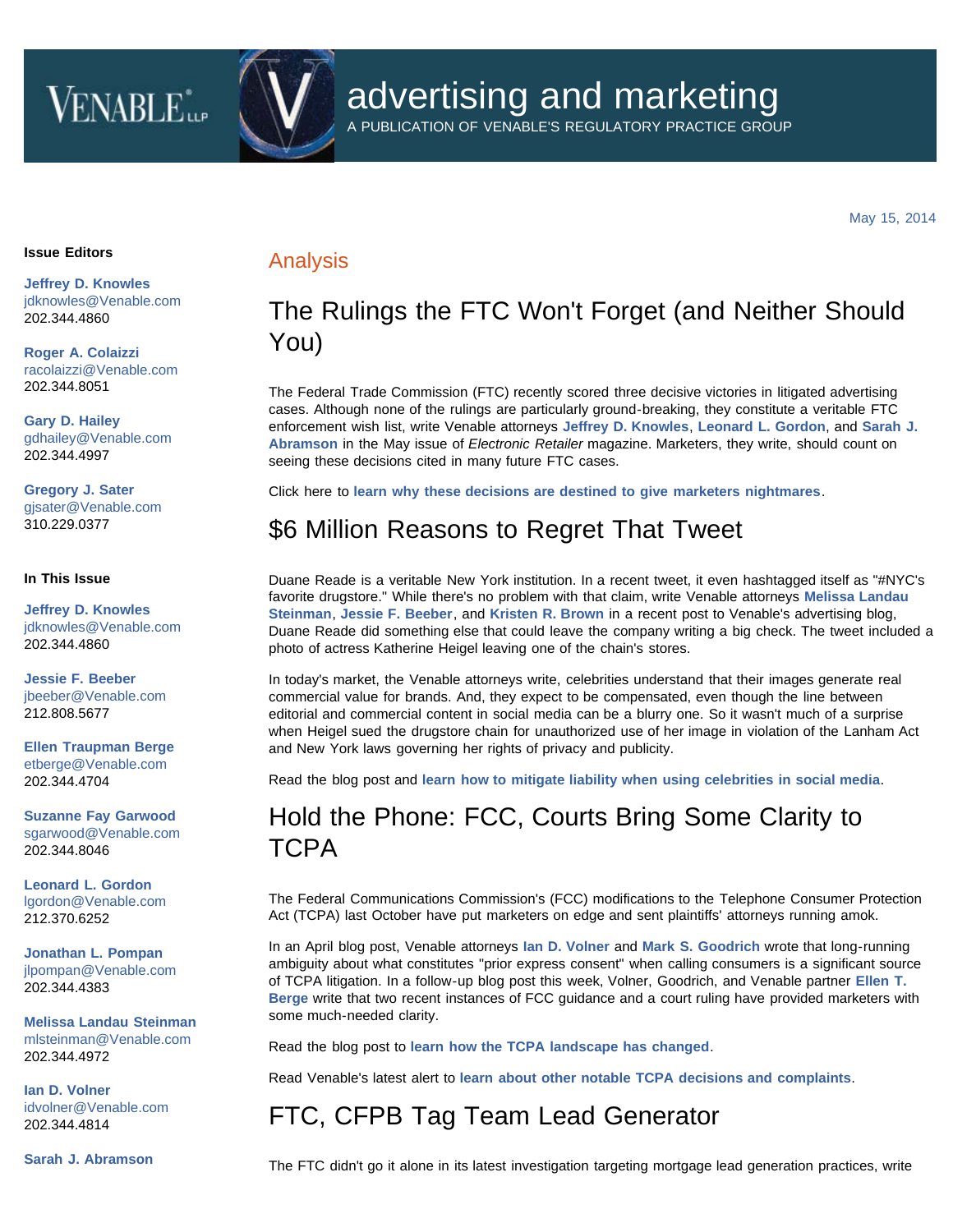# advertising and marketing

A PUBLICATION OF VENABLE'S REGULATORY PRACTICE GROUP

May 15, 2014

**Issue Editors**

**Jeffrey D. Knowles**
jdknowles@Venable.com
202.344.4860

**Roger A. Colaizzi**
racolaizzi@Venable.com
202.344.8051

**Gary D. Hailey**
gdhailey@Venable.com
202.344.4997

**Gregory J. Sater**
gjsater@Venable.com
310.229.0377

**In This Issue**

**Jeffrey D. Knowles**
jdknowles@Venable.com
202.344.4860

**Jessie F. Beeber**
jbeeber@Venable.com
212.808.5677

**Ellen Traupman Berge**
etberge@Venable.com
202.344.4704

**Suzanne Fay Garwood**
sgarwood@Venable.com
202.344.8046

**Leonard L. Gordon**
lgordon@Venable.com
212.370.6252

**Jonathan L. Pompan**
jlpompan@Venable.com
202.344.4383

**Melissa Landau Steinman**
mlsteinman@Venable.com
202.344.4972

**Ian D. Volner**
idvolner@Venable.com
202.344.4814

**Sarah J. Abramson**

## Analysis

## The Rulings the FTC Won't Forget (and Neither Should You)

The Federal Trade Commission (FTC) recently scored three decisive victories in litigated advertising cases. Although none of the rulings are particularly ground-breaking, they constitute a veritable FTC enforcement wish list, write Venable attorneys **Jeffrey D. Knowles**, **Leonard L. Gordon**, and **Sarah J. Abramson** in the May issue of *Electronic Retailer* magazine. Marketers, they write, should count on seeing these decisions cited in many future FTC cases.

Click here to **learn why these decisions are destined to give marketers nightmares**.

## $6 Million Reasons to Regret That Tweet

Duane Reade is a veritable New York institution. In a recent tweet, it even hashtagged itself as "#NYC's favorite drugstore." While there's no problem with that claim, write Venable attorneys **Melissa Landau Steinman**, **Jessie F. Beeber**, and **Kristen R. Brown** in a recent post to Venable's advertising blog, Duane Reade did something else that could leave the company writing a big check. The tweet included a photo of actress Katherine Heigel leaving one of the chain's stores.

In today's market, the Venable attorneys write, celebrities understand that their images generate real commercial value for brands. And, they expect to be compensated, even though the line between editorial and commercial content in social media can be a blurry one. So it wasn't much of a surprise when Heigel sued the drugstore chain for unauthorized use of her image in violation of the Lanham Act and New York laws governing her rights of privacy and publicity.

Read the blog post and **learn how to mitigate liability when using celebrities in social media**.

## Hold the Phone: FCC, Courts Bring Some Clarity to TCPA

The Federal Communications Commission's (FCC) modifications to the Telephone Consumer Protection Act (TCPA) last October have put marketers on edge and sent plaintiffs' attorneys running amok.

In an April blog post, Venable attorneys **Ian D. Volner** and **Mark S. Goodrich** wrote that long-running ambiguity about what constitutes "prior express consent" when calling consumers is a significant source of TCPA litigation. In a follow-up blog post this week, Volner, Goodrich, and Venable partner **Ellen T. Berge** write that two recent instances of FCC guidance and a court ruling have provided marketers with some much-needed clarity.

Read the blog post to **learn how the TCPA landscape has changed**.

Read Venable's latest alert to **learn about other notable TCPA decisions and complaints**.

## FTC, CFPB Tag Team Lead Generator

The FTC didn't go it alone in its latest investigation targeting mortgage lead generation practices, write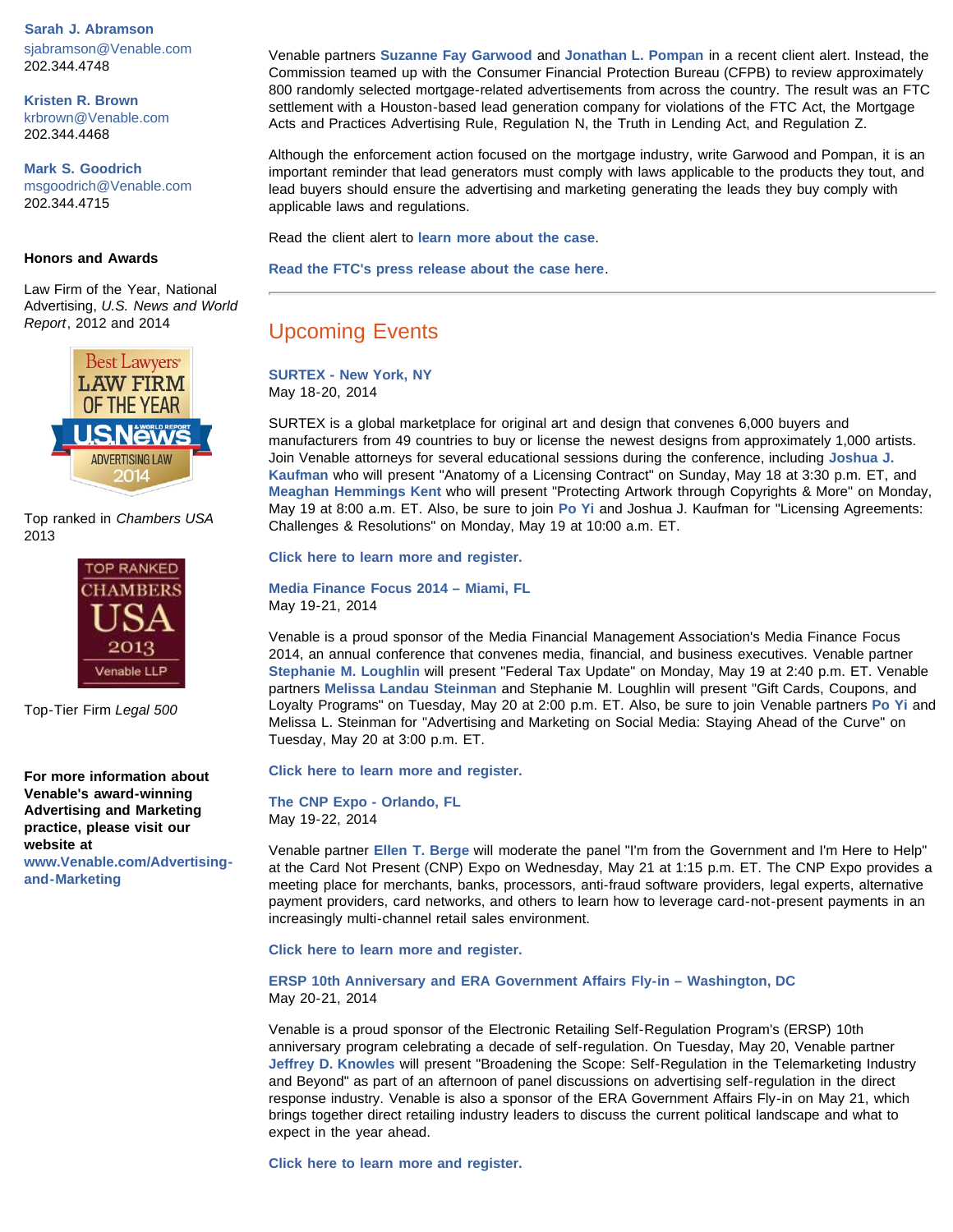**Sarah J. Abramson**
sjabramson@Venable.com
202.344.4748

**Kristen R. Brown**
krbrown@Venable.com
202.344.4468

**Mark S. Goodrich**
msgoodrich@Venable.com
202.344.4715

**Honors and Awards**

Law Firm of the Year, National Advertising, *U.S. News and World Report*, 2012 and 2014

Top ranked in *Chambers USA* 2013

Top-Tier Firm *Legal 500*

**For more information about Venable's award-winning Advertising and Marketing practice, please visit our website at www.Venable.com/Advertising-and-Marketing**

Venable partners **Suzanne Fay Garwood** and **Jonathan L. Pompan** in a recent client alert. Instead, the Commission teamed up with the Consumer Financial Protection Bureau (CFPB) to review approximately 800 randomly selected mortgage-related advertisements from across the country. The result was an FTC settlement with a Houston-based lead generation company for violations of the FTC Act, the Mortgage Acts and Practices Advertising Rule, Regulation N, the Truth in Lending Act, and Regulation Z.

Although the enforcement action focused on the mortgage industry, write Garwood and Pompan, it is an important reminder that lead generators must comply with laws applicable to the products they tout, and lead buyers should ensure the advertising and marketing generating the leads they buy comply with applicable laws and regulations.

Read the client alert to **learn more about the case**.

**Read the FTC's press release about the case here**.

---

## Upcoming Events

**SURTEX - New York, NY**
May 18-20, 2014

SURTEX is a global marketplace for original art and design that convenes 6,000 buyers and manufacturers from 49 countries to buy or license the newest designs from approximately 1,000 artists. Join Venable attorneys for several educational sessions during the conference, including **Joshua J. Kaufman** who will present "Anatomy of a Licensing Contract" on Sunday, May 18 at 3:30 p.m. ET, and **Meaghan Hemmings Kent** who will present "Protecting Artwork through Copyrights & More" on Monday, May 19 at 8:00 a.m. ET. Also, be sure to join **Po Yi** and Joshua J. Kaufman for "Licensing Agreements: Challenges & Resolutions" on Monday, May 19 at 10:00 a.m. ET.

**Click here to learn more and register.**

**Media Finance Focus 2014 – Miami, FL**
May 19-21, 2014

Venable is a proud sponsor of the Media Financial Management Association's Media Finance Focus 2014, an annual conference that convenes media, financial, and business executives. Venable partner **Stephanie M. Loughlin** will present "Federal Tax Update" on Monday, May 19 at 2:40 p.m. ET. Venable partners **Melissa Landau Steinman** and Stephanie M. Loughlin will present "Gift Cards, Coupons, and Loyalty Programs" on Tuesday, May 20 at 2:00 p.m. ET. Also, be sure to join Venable partners **Po Yi** and Melissa L. Steinman for "Advertising and Marketing on Social Media: Staying Ahead of the Curve" on Tuesday, May 20 at 3:00 p.m. ET.

**Click here to learn more and register.**

**The CNP Expo - Orlando, FL**
May 19-22, 2014

Venable partner **Ellen T. Berge** will moderate the panel "I'm from the Government and I'm Here to Help" at the Card Not Present (CNP) Expo on Wednesday, May 21 at 1:15 p.m. ET. The CNP Expo provides a meeting place for merchants, banks, processors, anti-fraud software providers, legal experts, alternative payment providers, card networks, and others to learn how to leverage card-not-present payments in an increasingly multi-channel retail sales environment.

**Click here to learn more and register.**

**ERSP 10th Anniversary and ERA Government Affairs Fly-in – Washington, DC**
May 20-21, 2014

Venable is a proud sponsor of the Electronic Retailing Self-Regulation Program's (ERSP) 10th anniversary program celebrating a decade of self-regulation. On Tuesday, May 20, Venable partner **Jeffrey D. Knowles** will present "Broadening the Scope: Self-Regulation in the Telemarketing Industry and Beyond" as part of an afternoon of panel discussions on advertising self-regulation in the direct response industry. Venable is also a sponsor of the ERA Government Affairs Fly-in on May 21, which brings together direct retailing industry leaders to discuss the current political landscape and what to expect in the year ahead.

**Click here to learn more and register.**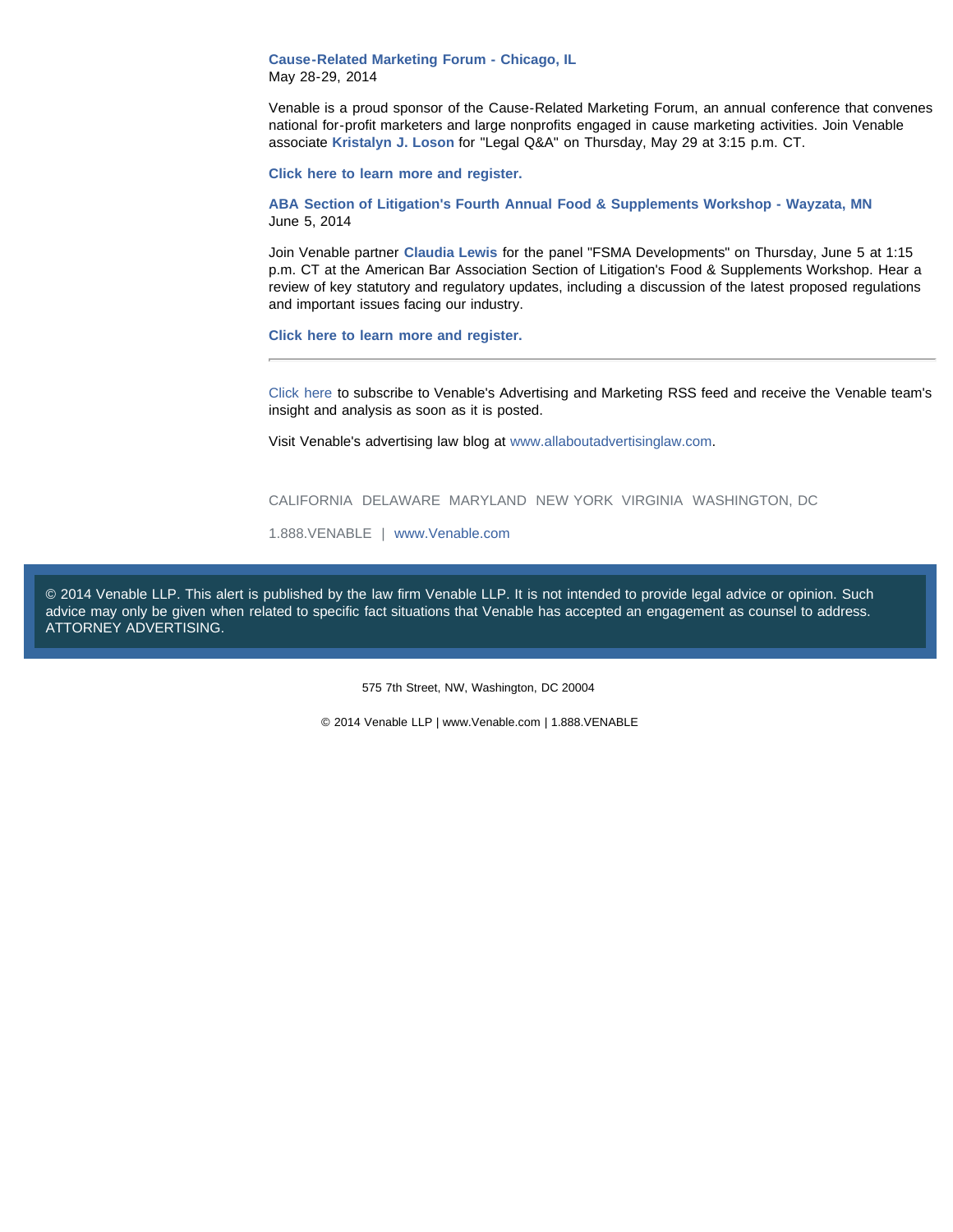**Cause-Related Marketing Forum - Chicago, IL**
May 28-29, 2014

Venable is a proud sponsor of the Cause-Related Marketing Forum, an annual conference that convenes national for-profit marketers and large nonprofits engaged in cause marketing activities. Join Venable associate **Kristalyn J. Loson** for "Legal Q&A" on Thursday, May 29 at 3:15 p.m. CT.

**Click here to learn more and register.**

**ABA Section of Litigation's Fourth Annual Food & Supplements Workshop - Wayzata, MN**
June 5, 2014

Join Venable partner **Claudia Lewis** for the panel "FSMA Developments" on Thursday, June 5 at 1:15 p.m. CT at the American Bar Association Section of Litigation's Food & Supplements Workshop. Hear a review of key statutory and regulatory updates, including a discussion of the latest proposed regulations and important issues facing our industry.

**Click here to learn more and register.**

---

Click here to subscribe to Venable's Advertising and Marketing RSS feed and receive the Venable team's insight and analysis as soon as it is posted.

Visit Venable's advertising law blog at www.allaboutadvertisinglaw.com.

CALIFORNIA DELAWARE MARYLAND NEW YORK VIRGINIA WASHINGTON, DC

1.888.VENABLE | www.Venable.com

© 2014 Venable LLP. This alert is published by the law firm Venable LLP. It is not intended to provide legal advice or opinion. Such advice may only be given when related to specific fact situations that Venable has accepted an engagement as counsel to address. ATTORNEY ADVERTISING.

575 7th Street, NW, Washington, DC 20004

© 2014 Venable LLP | www.Venable.com | 1.888.VENABLE